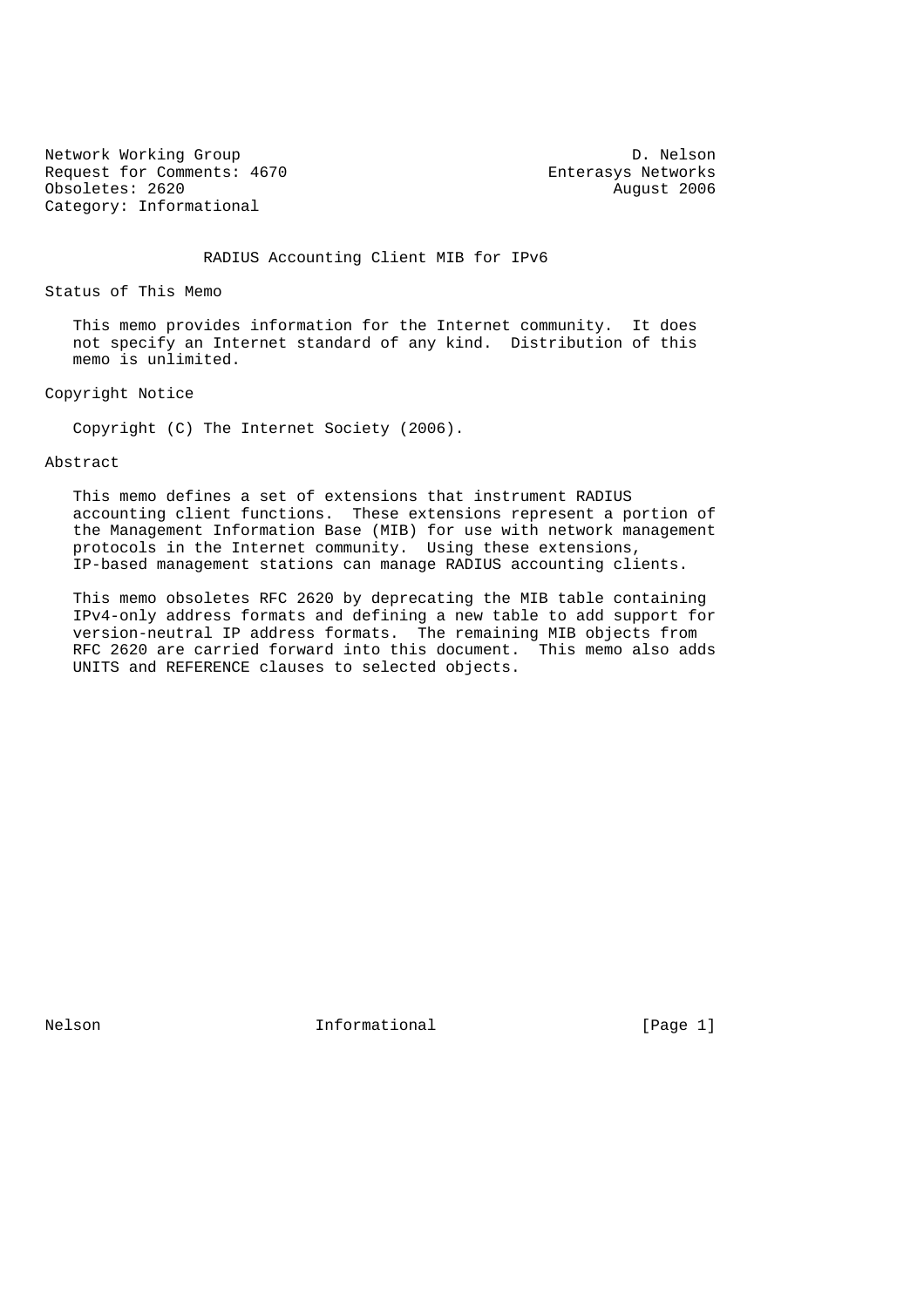Network Working Group D. Nelson
Request for Comments: 4670 Enterasys Networks
Obsoletes: 2620 August 2006
Category: Informational

# RADIUS Accounting Client MIB for IPv6

## Status of This Memo

This memo provides information for the Internet community. It does not specify an Internet standard of any kind. Distribution of this memo is unlimited.

## Copyright Notice

Copyright (C) The Internet Society (2006).

## Abstract

This memo defines a set of extensions that instrument RADIUS accounting client functions. These extensions represent a portion of the Management Information Base (MIB) for use with network management protocols in the Internet community. Using these extensions, IP-based management stations can manage RADIUS accounting clients.

This memo obsoletes RFC 2620 by deprecating the MIB table containing IPv4-only address formats and defining a new table to add support for version-neutral IP address formats. The remaining MIB objects from RFC 2620 are carried forward into this document. This memo also adds UNITS and REFERENCE clauses to selected objects.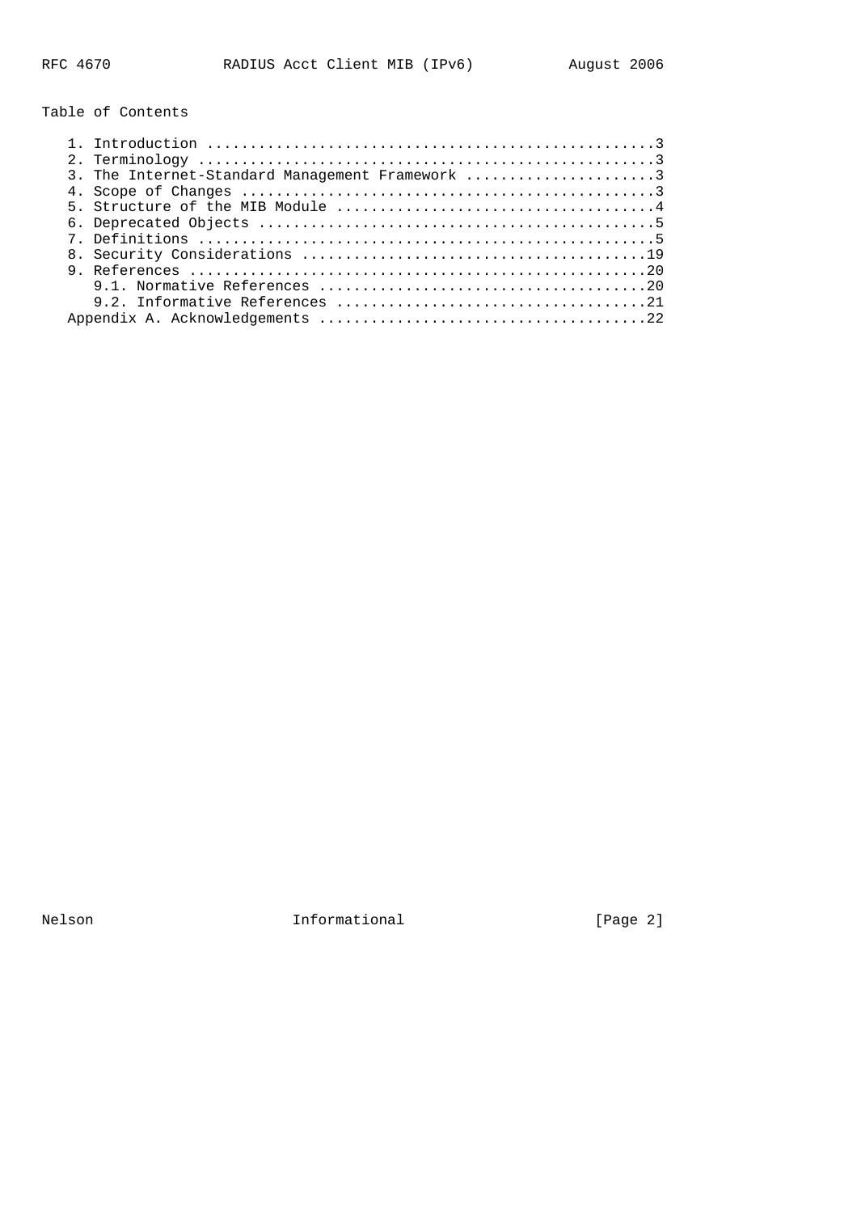Table of Contents

```
   1. Introduction ....................................................3
   2. Terminology .....................................................3
   3. The Internet-Standard Management Framework ......................3
   4. Scope of Changes ................................................3
   5. Structure of the MIB Module .....................................4
   6. Deprecated Objects ..............................................5
   7. Definitions .....................................................5
   8. Security Considerations ........................................19
   9. References .....................................................20
      9.1. Normative References ......................................20
      9.2. Informative References ....................................21
   Appendix A. Acknowledgements ......................................22
```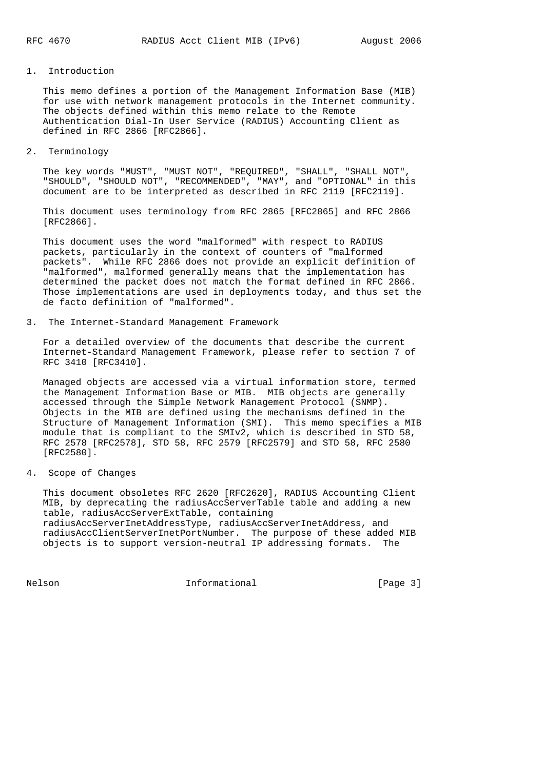## 1. Introduction

This memo defines a portion of the Management Information Base (MIB) for use with network management protocols in the Internet community. The objects defined within this memo relate to the Remote Authentication Dial-In User Service (RADIUS) Accounting Client as defined in RFC 2866 [RFC2866].

## 2. Terminology

The key words "MUST", "MUST NOT", "REQUIRED", "SHALL", "SHALL NOT", "SHOULD", "SHOULD NOT", "RECOMMENDED", "MAY", and "OPTIONAL" in this document are to be interpreted as described in RFC 2119 [RFC2119].

This document uses terminology from RFC 2865 [RFC2865] and RFC 2866 [RFC2866].

This document uses the word "malformed" with respect to RADIUS packets, particularly in the context of counters of "malformed packets". While RFC 2866 does not provide an explicit definition of "malformed", malformed generally means that the implementation has determined the packet does not match the format defined in RFC 2866. Those implementations are used in deployments today, and thus set the de facto definition of "malformed".

## 3. The Internet-Standard Management Framework

For a detailed overview of the documents that describe the current Internet-Standard Management Framework, please refer to section 7 of RFC 3410 [RFC3410].

Managed objects are accessed via a virtual information store, termed the Management Information Base or MIB. MIB objects are generally accessed through the Simple Network Management Protocol (SNMP). Objects in the MIB are defined using the mechanisms defined in the Structure of Management Information (SMI). This memo specifies a MIB module that is compliant to the SMIv2, which is described in STD 58, RFC 2578 [RFC2578], STD 58, RFC 2579 [RFC2579] and STD 58, RFC 2580 [RFC2580].

## 4. Scope of Changes

This document obsoletes RFC 2620 [RFC2620], RADIUS Accounting Client MIB, by deprecating the radiusAccServerTable table and adding a new table, radiusAccServerExtTable, containing radiusAccServerInetAddressType, radiusAccServerInetAddress, and radiusAccClientServerInetPortNumber. The purpose of these added MIB objects is to support version-neutral IP addressing formats. The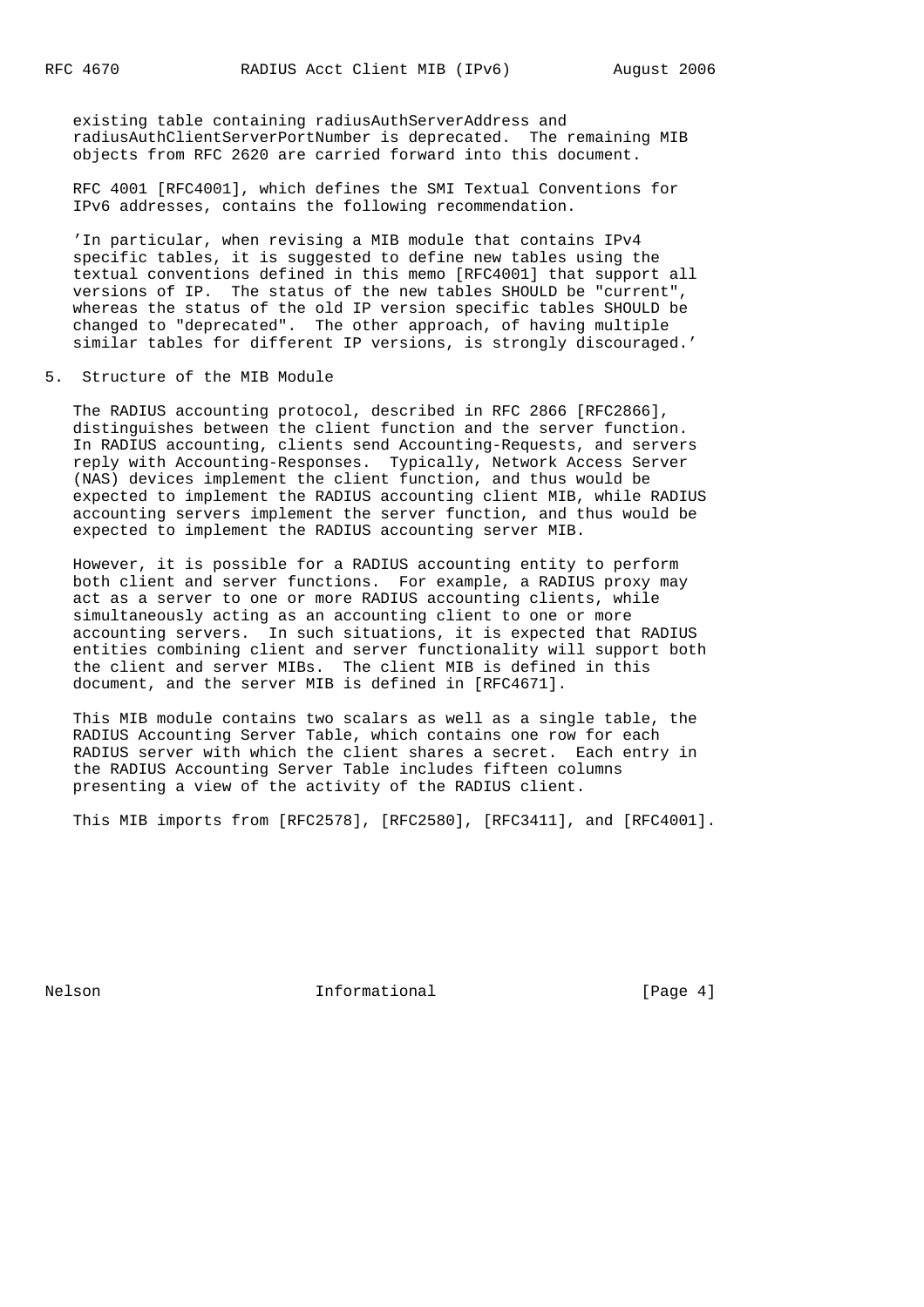existing table containing radiusAuthServerAddress and radiusAuthClientServerPortNumber is deprecated. The remaining MIB objects from RFC 2620 are carried forward into this document.

RFC 4001 [RFC4001], which defines the SMI Textual Conventions for IPv6 addresses, contains the following recommendation.

'In particular, when revising a MIB module that contains IPv4 specific tables, it is suggested to define new tables using the textual conventions defined in this memo [RFC4001] that support all versions of IP. The status of the new tables SHOULD be "current", whereas the status of the old IP version specific tables SHOULD be changed to "deprecated". The other approach, of having multiple similar tables for different IP versions, is strongly discouraged.'

## 5. Structure of the MIB Module

The RADIUS accounting protocol, described in RFC 2866 [RFC2866], distinguishes between the client function and the server function. In RADIUS accounting, clients send Accounting-Requests, and servers reply with Accounting-Responses. Typically, Network Access Server (NAS) devices implement the client function, and thus would be expected to implement the RADIUS accounting client MIB, while RADIUS accounting servers implement the server function, and thus would be expected to implement the RADIUS accounting server MIB.

However, it is possible for a RADIUS accounting entity to perform both client and server functions. For example, a RADIUS proxy may act as a server to one or more RADIUS accounting clients, while simultaneously acting as an accounting client to one or more accounting servers. In such situations, it is expected that RADIUS entities combining client and server functionality will support both the client and server MIBs. The client MIB is defined in this document, and the server MIB is defined in [RFC4671].

This MIB module contains two scalars as well as a single table, the RADIUS Accounting Server Table, which contains one row for each RADIUS server with which the client shares a secret. Each entry in the RADIUS Accounting Server Table includes fifteen columns presenting a view of the activity of the RADIUS client.

This MIB imports from [RFC2578], [RFC2580], [RFC3411], and [RFC4001].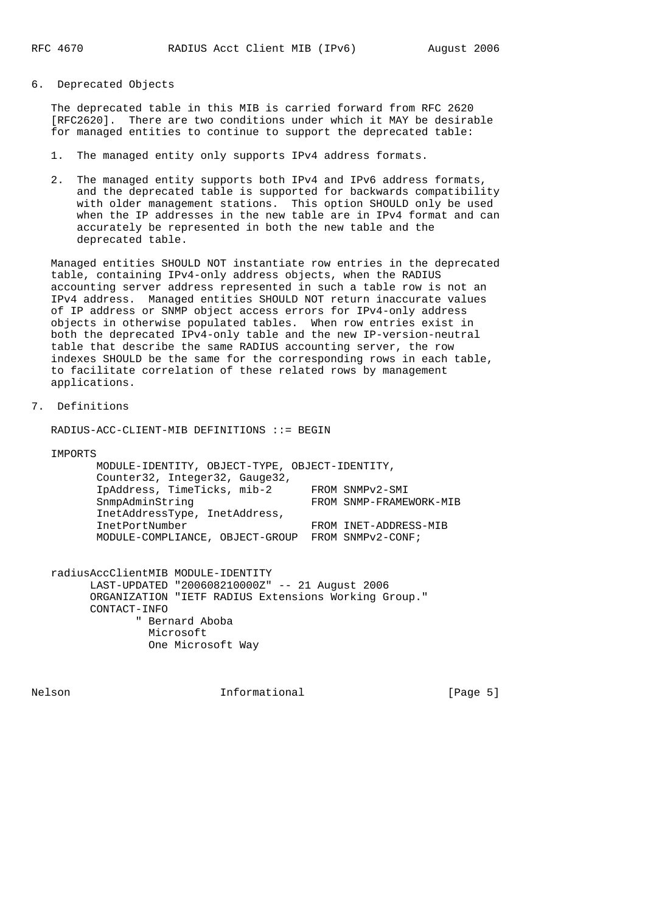## 6. Deprecated Objects

The deprecated table in this MIB is carried forward from RFC 2620 [RFC2620]. There are two conditions under which it MAY be desirable for managed entities to continue to support the deprecated table:

1. The managed entity only supports IPv4 address formats.

2. The managed entity supports both IPv4 and IPv6 address formats, and the deprecated table is supported for backwards compatibility with older management stations. This option SHOULD only be used when the IP addresses in the new table are in IPv4 format and can accurately be represented in both the new table and the deprecated table.

Managed entities SHOULD NOT instantiate row entries in the deprecated table, containing IPv4-only address objects, when the RADIUS accounting server address represented in such a table row is not an IPv4 address. Managed entities SHOULD NOT return inaccurate values of IP address or SNMP object access errors for IPv4-only address objects in otherwise populated tables. When row entries exist in both the deprecated IPv4-only table and the new IP-version-neutral table that describe the same RADIUS accounting server, the row indexes SHOULD be the same for the corresponding rows in each table, to facilitate correlation of these related rows by management applications.

## 7. Definitions

```
RADIUS-ACC-CLIENT-MIB DEFINITIONS ::= BEGIN

IMPORTS
       MODULE-IDENTITY, OBJECT-TYPE, OBJECT-IDENTITY,
       Counter32, Integer32, Gauge32,
       IpAddress, TimeTicks, mib-2      FROM SNMPv2-SMI
       SnmpAdminString                  FROM SNMP-FRAMEWORK-MIB
       InetAddressType, InetAddress,
       InetPortNumber                   FROM INET-ADDRESS-MIB
       MODULE-COMPLIANCE, OBJECT-GROUP  FROM SNMPv2-CONF;


radiusAccClientMIB MODULE-IDENTITY
      LAST-UPDATED "200608210000Z" -- 21 August 2006
      ORGANIZATION "IETF RADIUS Extensions Working Group."
      CONTACT-INFO
             " Bernard Aboba
               Microsoft
               One Microsoft Way
```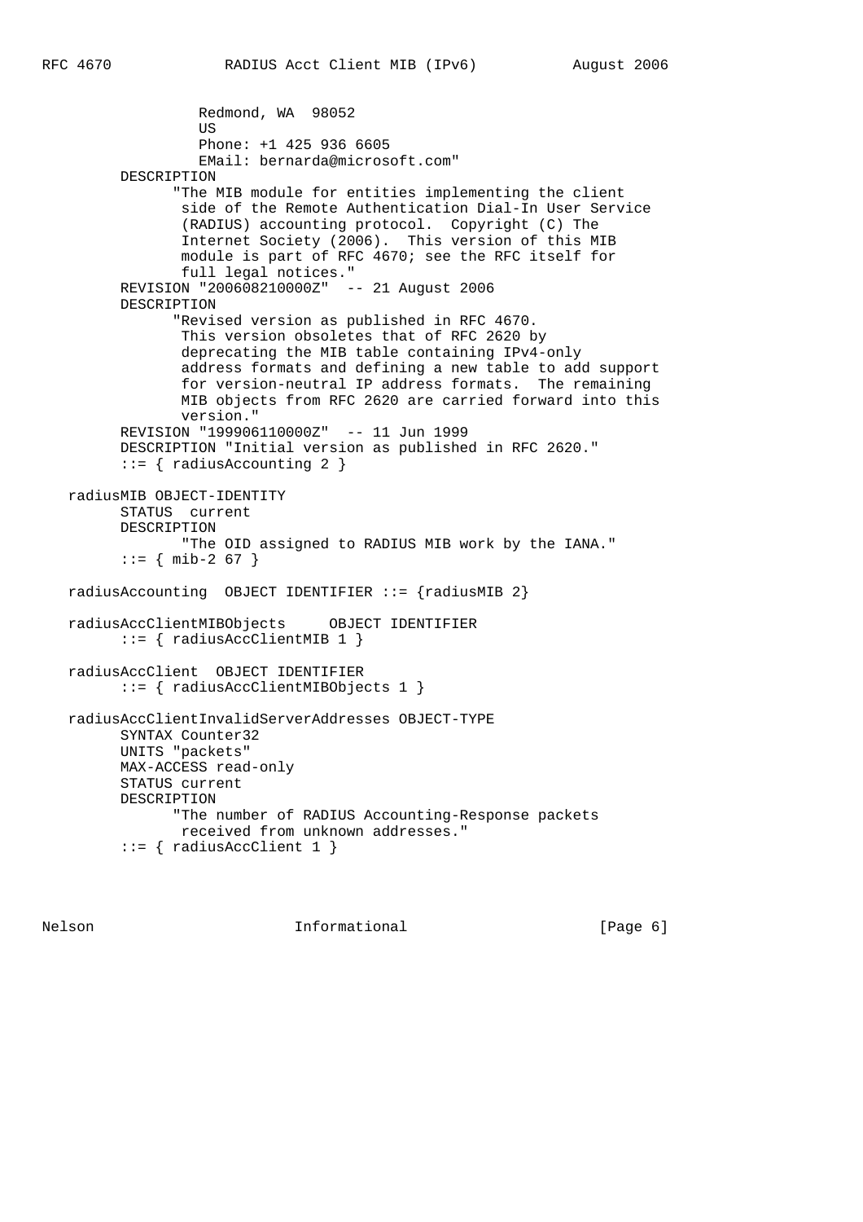```
                  Redmond, WA  98052
                  US
                  Phone: +1 425 936 6605
                  EMail: bernarda@microsoft.com"
        DESCRIPTION
              "The MIB module for entities implementing the client
               side of the Remote Authentication Dial-In User Service
               (RADIUS) accounting protocol.  Copyright (C) The
               Internet Society (2006).  This version of this MIB
               module is part of RFC 4670; see the RFC itself for
               full legal notices."
        REVISION "200608210000Z"  -- 21 August 2006
        DESCRIPTION
              "Revised version as published in RFC 4670.
               This version obsoletes that of RFC 2620 by
               deprecating the MIB table containing IPv4-only
               address formats and defining a new table to add support
               for version-neutral IP address formats.  The remaining
               MIB objects from RFC 2620 are carried forward into this
               version."
        REVISION "199906110000Z"  -- 11 Jun 1999
        DESCRIPTION "Initial version as published in RFC 2620."
        ::= { radiusAccounting 2 }

   radiusMIB OBJECT-IDENTITY
        STATUS  current
        DESCRIPTION
               "The OID assigned to RADIUS MIB work by the IANA."
        ::= { mib-2 67 }

   radiusAccounting  OBJECT IDENTIFIER ::= {radiusMIB 2}

   radiusAccClientMIBObjects     OBJECT IDENTIFIER
        ::= { radiusAccClientMIB 1 }

   radiusAccClient  OBJECT IDENTIFIER
        ::= { radiusAccClientMIBObjects 1 }

   radiusAccClientInvalidServerAddresses OBJECT-TYPE
        SYNTAX Counter32
        UNITS "packets"
        MAX-ACCESS read-only
        STATUS current
        DESCRIPTION
              "The number of RADIUS Accounting-Response packets
               received from unknown addresses."
        ::= { radiusAccClient 1 }
```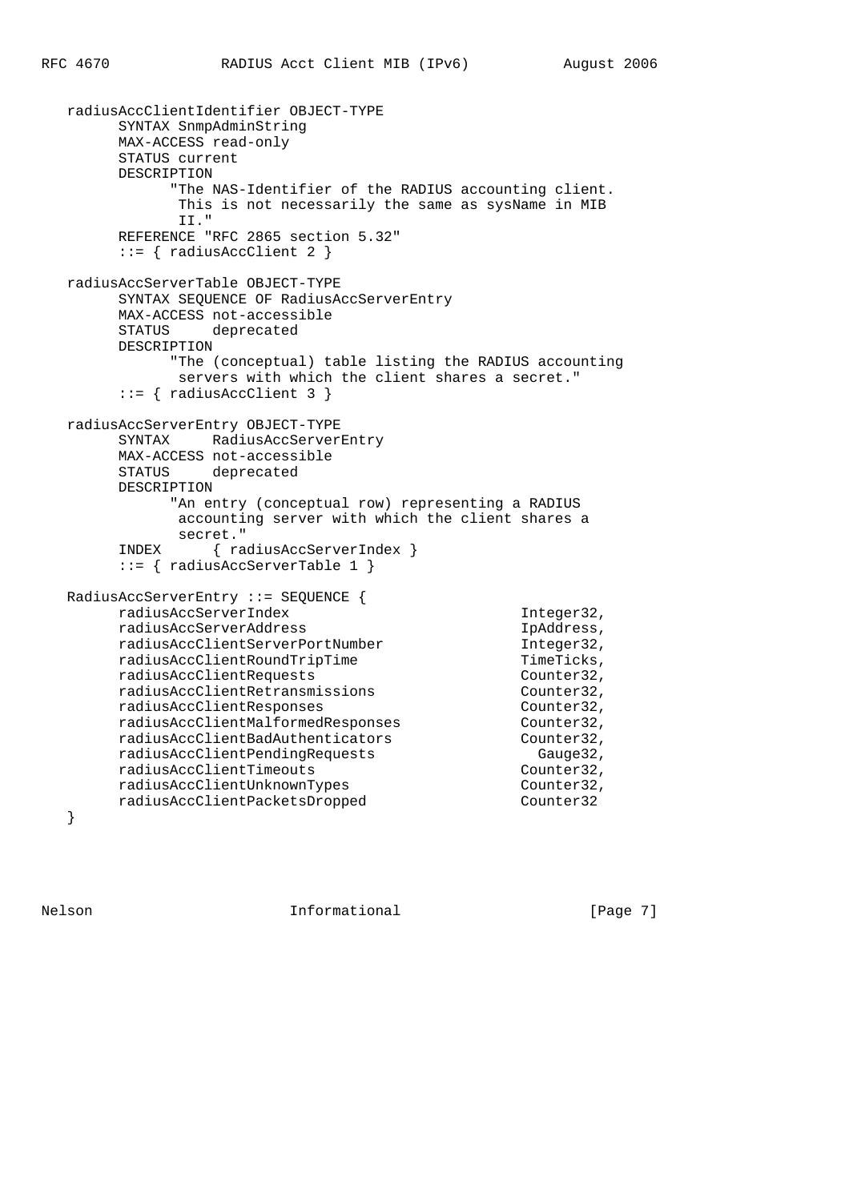```
   radiusAccClientIdentifier OBJECT-TYPE
         SYNTAX SnmpAdminString
         MAX-ACCESS read-only
         STATUS current
         DESCRIPTION
               "The NAS-Identifier of the RADIUS accounting client.
                This is not necessarily the same as sysName in MIB
                II."
         REFERENCE "RFC 2865 section 5.32"
         ::= { radiusAccClient 2 }

   radiusAccServerTable OBJECT-TYPE
         SYNTAX SEQUENCE OF RadiusAccServerEntry
         MAX-ACCESS not-accessible
         STATUS     deprecated
         DESCRIPTION
               "The (conceptual) table listing the RADIUS accounting
                servers with which the client shares a secret."
         ::= { radiusAccClient 3 }

   radiusAccServerEntry OBJECT-TYPE
         SYNTAX     RadiusAccServerEntry
         MAX-ACCESS not-accessible
         STATUS     deprecated
         DESCRIPTION
               "An entry (conceptual row) representing a RADIUS
                accounting server with which the client shares a
                secret."
         INDEX      { radiusAccServerIndex }
         ::= { radiusAccServerTable 1 }

   RadiusAccServerEntry ::= SEQUENCE {
         radiusAccServerIndex                           Integer32,
         radiusAccServerAddress                         IpAddress,
         radiusAccClientServerPortNumber                Integer32,
         radiusAccClientRoundTripTime                   TimeTicks,
         radiusAccClientRequests                        Counter32,
         radiusAccClientRetransmissions                 Counter32,
         radiusAccClientResponses                       Counter32,
         radiusAccClientMalformedResponses              Counter32,
         radiusAccClientBadAuthenticators               Counter32,
         radiusAccClientPendingRequests                   Gauge32,
         radiusAccClientTimeouts                        Counter32,
         radiusAccClientUnknownTypes                    Counter32,
         radiusAccClientPacketsDropped                  Counter32
   }
```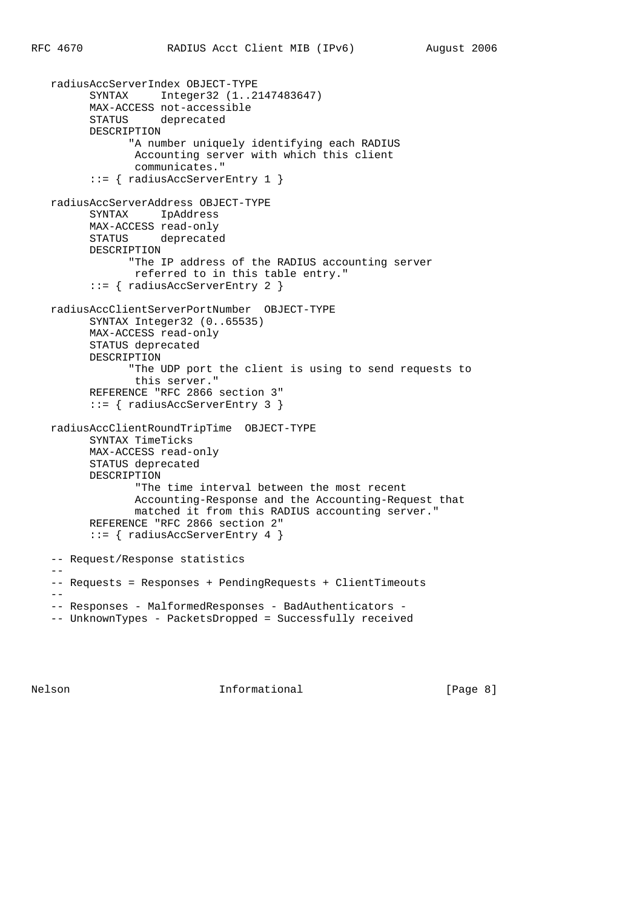```
   radiusAccServerIndex OBJECT-TYPE
         SYNTAX     Integer32 (1..2147483647)
         MAX-ACCESS not-accessible
         STATUS     deprecated
         DESCRIPTION
               "A number uniquely identifying each RADIUS
                Accounting server with which this client
                communicates."
         ::= { radiusAccServerEntry 1 }

   radiusAccServerAddress OBJECT-TYPE
         SYNTAX     IpAddress
         MAX-ACCESS read-only
         STATUS     deprecated
         DESCRIPTION
               "The IP address of the RADIUS accounting server
                referred to in this table entry."
         ::= { radiusAccServerEntry 2 }

   radiusAccClientServerPortNumber  OBJECT-TYPE
         SYNTAX Integer32 (0..65535)
         MAX-ACCESS read-only
         STATUS deprecated
         DESCRIPTION
               "The UDP port the client is using to send requests to
                this server."
         REFERENCE "RFC 2866 section 3"
         ::= { radiusAccServerEntry 3 }

   radiusAccClientRoundTripTime  OBJECT-TYPE
         SYNTAX TimeTicks
         MAX-ACCESS read-only
         STATUS deprecated
         DESCRIPTION
                "The time interval between the most recent
                Accounting-Response and the Accounting-Request that
                matched it from this RADIUS accounting server."
         REFERENCE "RFC 2866 section 2"
         ::= { radiusAccServerEntry 4 }

   -- Request/Response statistics
   --
   -- Requests = Responses + PendingRequests + ClientTimeouts
   --
   -- Responses - MalformedResponses - BadAuthenticators -
   -- UnknownTypes - PacketsDropped = Successfully received
```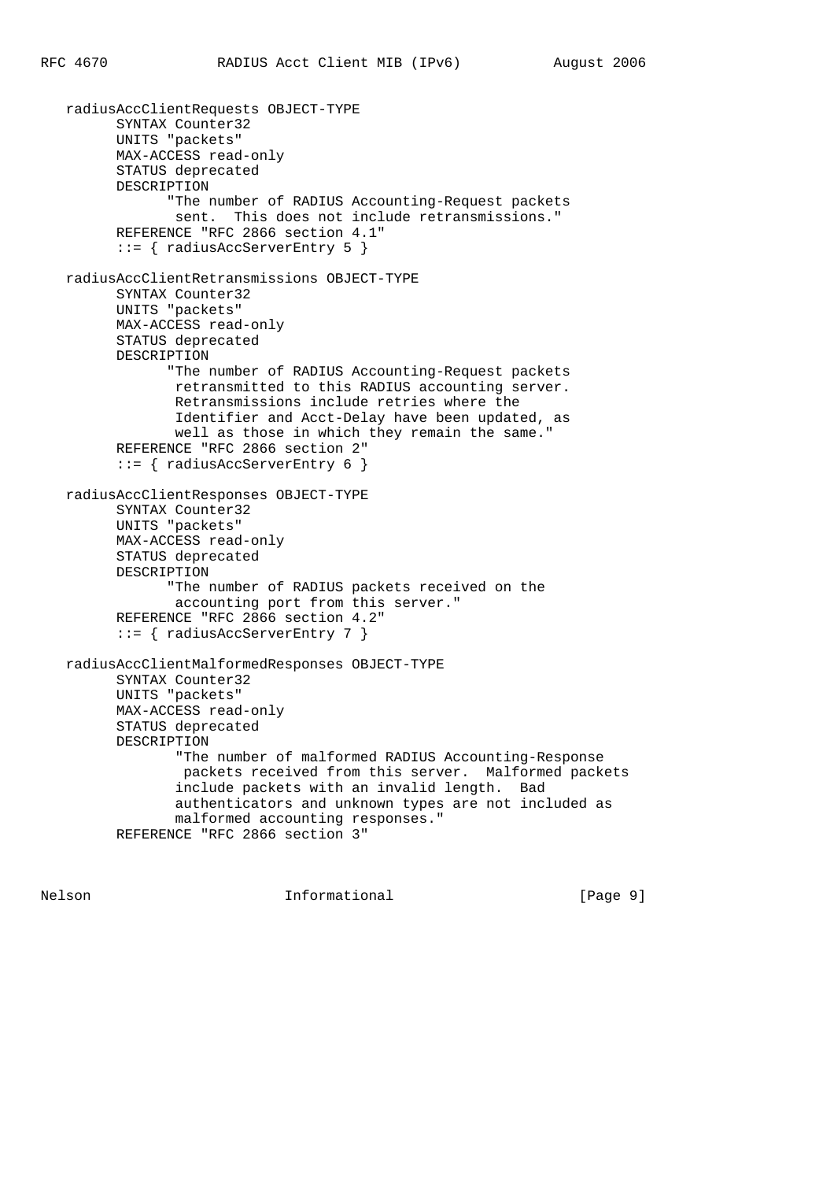```
   radiusAccClientRequests OBJECT-TYPE
         SYNTAX Counter32
         UNITS "packets"
         MAX-ACCESS read-only
         STATUS deprecated
         DESCRIPTION
               "The number of RADIUS Accounting-Request packets
                sent.  This does not include retransmissions."
         REFERENCE "RFC 2866 section 4.1"
         ::= { radiusAccServerEntry 5 }

   radiusAccClientRetransmissions OBJECT-TYPE
         SYNTAX Counter32
         UNITS "packets"
         MAX-ACCESS read-only
         STATUS deprecated
         DESCRIPTION
               "The number of RADIUS Accounting-Request packets
                retransmitted to this RADIUS accounting server.
                Retransmissions include retries where the
                Identifier and Acct-Delay have been updated, as
                well as those in which they remain the same."
         REFERENCE "RFC 2866 section 2"
         ::= { radiusAccServerEntry 6 }

   radiusAccClientResponses OBJECT-TYPE
         SYNTAX Counter32
         UNITS "packets"
         MAX-ACCESS read-only
         STATUS deprecated
         DESCRIPTION
               "The number of RADIUS packets received on the
                accounting port from this server."
         REFERENCE "RFC 2866 section 4.2"
         ::= { radiusAccServerEntry 7 }

   radiusAccClientMalformedResponses OBJECT-TYPE
         SYNTAX Counter32
         UNITS "packets"
         MAX-ACCESS read-only
         STATUS deprecated
         DESCRIPTION
                "The number of malformed RADIUS Accounting-Response
                 packets received from this server.  Malformed packets
                include packets with an invalid length.  Bad
                authenticators and unknown types are not included as
                malformed accounting responses."
         REFERENCE "RFC 2866 section 3"
```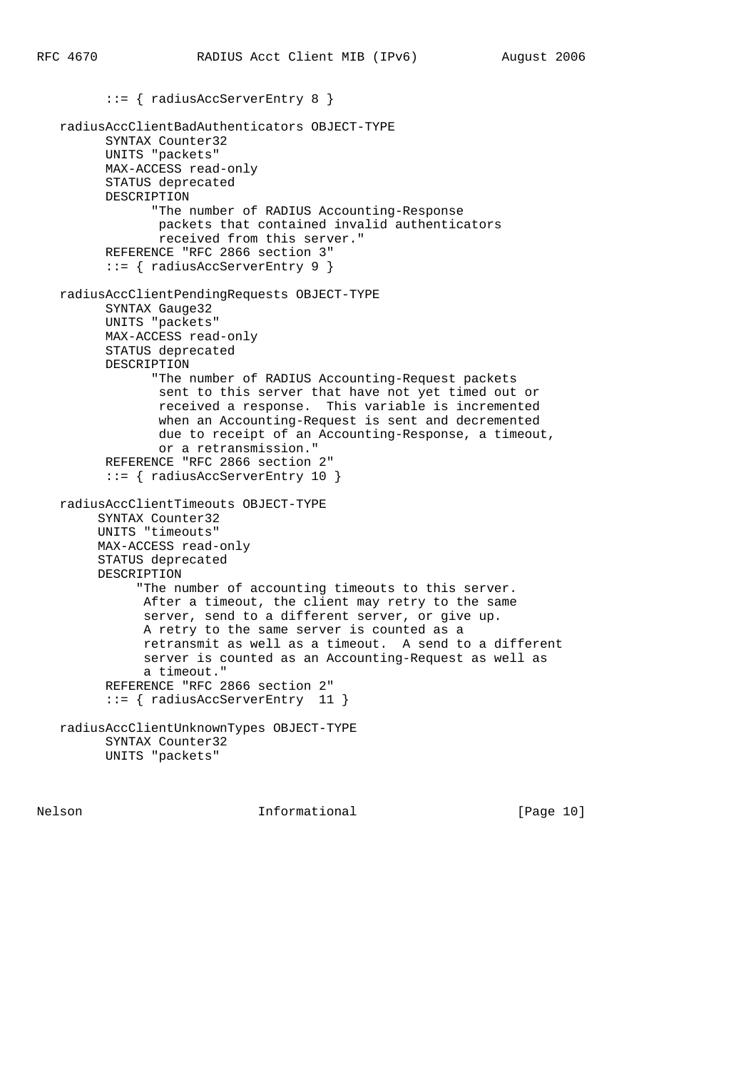```
         ::= { radiusAccServerEntry 8 }

   radiusAccClientBadAuthenticators OBJECT-TYPE
         SYNTAX Counter32
         UNITS "packets"
         MAX-ACCESS read-only
         STATUS deprecated
         DESCRIPTION
               "The number of RADIUS Accounting-Response
                packets that contained invalid authenticators
                received from this server."
         REFERENCE "RFC 2866 section 3"
         ::= { radiusAccServerEntry 9 }

   radiusAccClientPendingRequests OBJECT-TYPE
         SYNTAX Gauge32
         UNITS "packets"
         MAX-ACCESS read-only
         STATUS deprecated
         DESCRIPTION
               "The number of RADIUS Accounting-Request packets
                sent to this server that have not yet timed out or
                received a response.  This variable is incremented
                when an Accounting-Request is sent and decremented
                due to receipt of an Accounting-Response, a timeout,
                or a retransmission."
         REFERENCE "RFC 2866 section 2"
         ::= { radiusAccServerEntry 10 }

   radiusAccClientTimeouts OBJECT-TYPE
        SYNTAX Counter32
        UNITS "timeouts"
        MAX-ACCESS read-only
        STATUS deprecated
        DESCRIPTION
             "The number of accounting timeouts to this server.
              After a timeout, the client may retry to the same
              server, send to a different server, or give up.
              A retry to the same server is counted as a
              retransmit as well as a timeout.  A send to a different
              server is counted as an Accounting-Request as well as
              a timeout."
         REFERENCE "RFC 2866 section 2"
         ::= { radiusAccServerEntry  11 }

   radiusAccClientUnknownTypes OBJECT-TYPE
         SYNTAX Counter32
         UNITS "packets"
```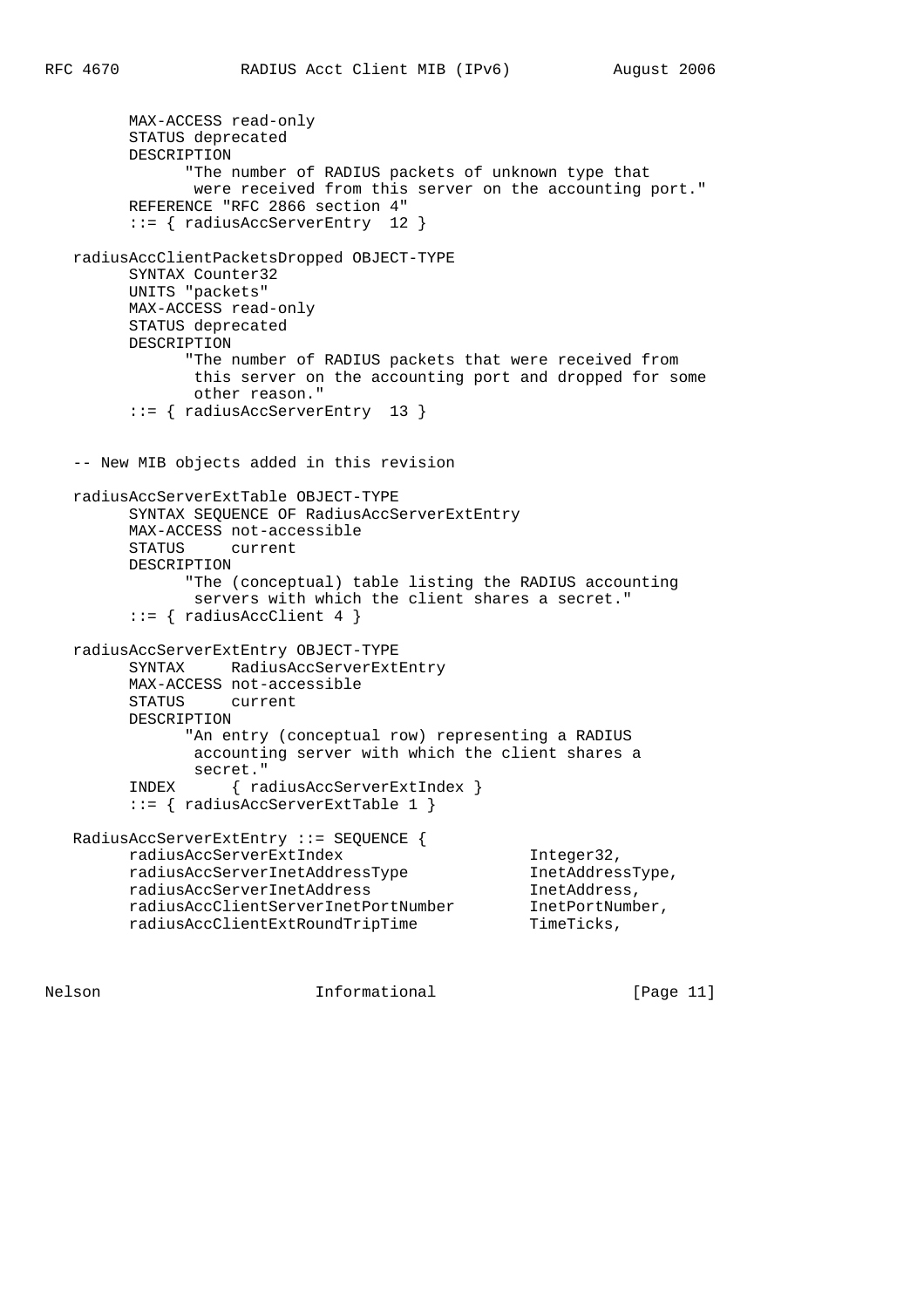```
        MAX-ACCESS read-only
        STATUS deprecated
        DESCRIPTION
              "The number of RADIUS packets of unknown type that
               were received from this server on the accounting port."
        REFERENCE "RFC 2866 section 4"
        ::= { radiusAccServerEntry  12 }

  radiusAccClientPacketsDropped OBJECT-TYPE
        SYNTAX Counter32
        UNITS "packets"
        MAX-ACCESS read-only
        STATUS deprecated
        DESCRIPTION
              "The number of RADIUS packets that were received from
               this server on the accounting port and dropped for some
               other reason."
        ::= { radiusAccServerEntry  13 }


  -- New MIB objects added in this revision

  radiusAccServerExtTable OBJECT-TYPE
        SYNTAX SEQUENCE OF RadiusAccServerExtEntry
        MAX-ACCESS not-accessible
        STATUS     current
        DESCRIPTION
              "The (conceptual) table listing the RADIUS accounting
               servers with which the client shares a secret."
        ::= { radiusAccClient 4 }

  radiusAccServerExtEntry OBJECT-TYPE
        SYNTAX     RadiusAccServerExtEntry
        MAX-ACCESS not-accessible
        STATUS     current
        DESCRIPTION
              "An entry (conceptual row) representing a RADIUS
               accounting server with which the client shares a
               secret."
        INDEX      { radiusAccServerExtIndex }
        ::= { radiusAccServerExtTable 1 }

  RadiusAccServerExtEntry ::= SEQUENCE {
        radiusAccServerExtIndex                  Integer32,
        radiusAccServerInetAddressType           InetAddressType,
        radiusAccServerInetAddress               InetAddress,
        radiusAccClientServerInetPortNumber      InetPortNumber,
        radiusAccClientExtRoundTripTime          TimeTicks,
```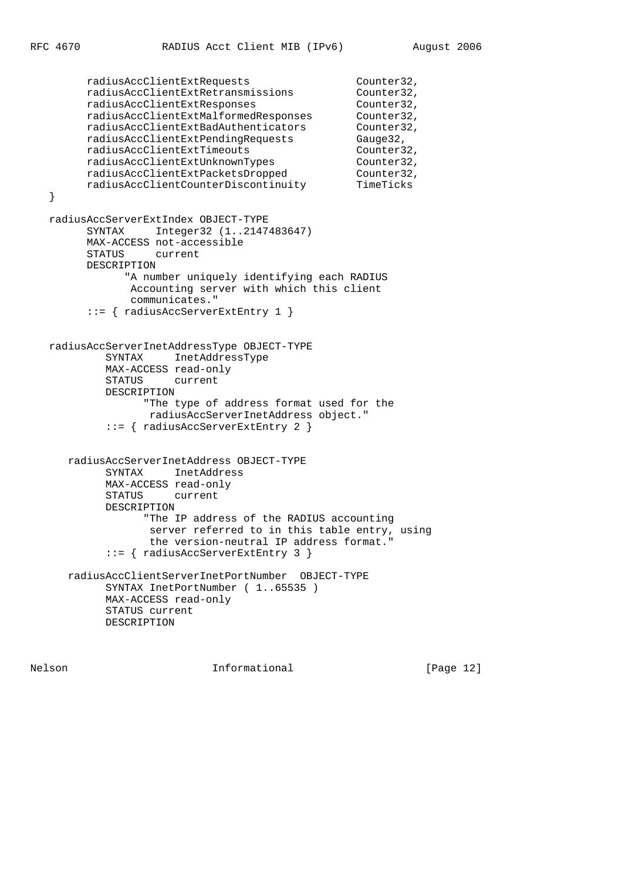```
        radiusAccClientExtRequests                 Counter32,
        radiusAccClientExtRetransmissions          Counter32,
        radiusAccClientExtResponses                Counter32,
        radiusAccClientExtMalformedResponses       Counter32,
        radiusAccClientExtBadAuthenticators        Counter32,
        radiusAccClientExtPendingRequests          Gauge32,
        radiusAccClientExtTimeouts                 Counter32,
        radiusAccClientExtUnknownTypes             Counter32,
        radiusAccClientExtPacketsDropped           Counter32,
        radiusAccClientCounterDiscontinuity        TimeTicks
  }

  radiusAccServerExtIndex OBJECT-TYPE
        SYNTAX     Integer32 (1..2147483647)
        MAX-ACCESS not-accessible
        STATUS     current
        DESCRIPTION
              "A number uniquely identifying each RADIUS
               Accounting server with which this client
               communicates."
        ::= { radiusAccServerExtEntry 1 }


  radiusAccServerInetAddressType OBJECT-TYPE
           SYNTAX     InetAddressType
           MAX-ACCESS read-only
           STATUS     current
           DESCRIPTION
                 "The type of address format used for the
                  radiusAccServerInetAddress object."
           ::= { radiusAccServerExtEntry 2 }


     radiusAccServerInetAddress OBJECT-TYPE
           SYNTAX     InetAddress
           MAX-ACCESS read-only
           STATUS     current
           DESCRIPTION
                 "The IP address of the RADIUS accounting
                  server referred to in this table entry, using
                  the version-neutral IP address format."
           ::= { radiusAccServerExtEntry 3 }

     radiusAccClientServerInetPortNumber  OBJECT-TYPE
           SYNTAX InetPortNumber ( 1..65535 )
           MAX-ACCESS read-only
           STATUS current
           DESCRIPTION
```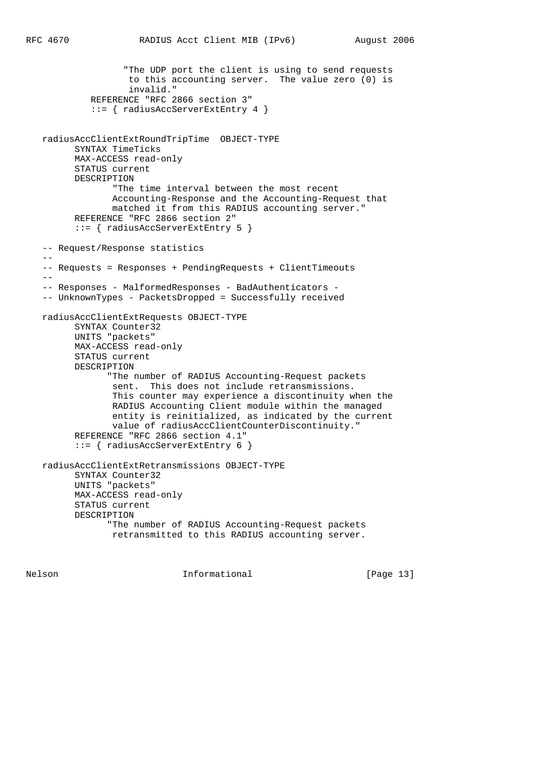```
                  "The UDP port the client is using to send requests
                   to this accounting server.  The value zero (0) is
                   invalid."
           REFERENCE "RFC 2866 section 3"
           ::= { radiusAccServerExtEntry 4 }


   radiusAccClientExtRoundTripTime  OBJECT-TYPE
         SYNTAX TimeTicks
         MAX-ACCESS read-only
         STATUS current
         DESCRIPTION
                "The time interval between the most recent
                Accounting-Response and the Accounting-Request that
                matched it from this RADIUS accounting server."
         REFERENCE "RFC 2866 section 2"
         ::= { radiusAccServerExtEntry 5 }

   -- Request/Response statistics
   --
   -- Requests = Responses + PendingRequests + ClientTimeouts
   --
   -- Responses - MalformedResponses - BadAuthenticators -
   -- UnknownTypes - PacketsDropped = Successfully received

   radiusAccClientExtRequests OBJECT-TYPE
         SYNTAX Counter32
         UNITS "packets"
         MAX-ACCESS read-only
         STATUS current
         DESCRIPTION
               "The number of RADIUS Accounting-Request packets
                sent.  This does not include retransmissions.
                This counter may experience a discontinuity when the
                RADIUS Accounting Client module within the managed
                entity is reinitialized, as indicated by the current
                value of radiusAccClientCounterDiscontinuity."
         REFERENCE "RFC 2866 section 4.1"
         ::= { radiusAccServerExtEntry 6 }

   radiusAccClientExtRetransmissions OBJECT-TYPE
         SYNTAX Counter32
         UNITS "packets"
         MAX-ACCESS read-only
         STATUS current
         DESCRIPTION
               "The number of RADIUS Accounting-Request packets
                retransmitted to this RADIUS accounting server.
```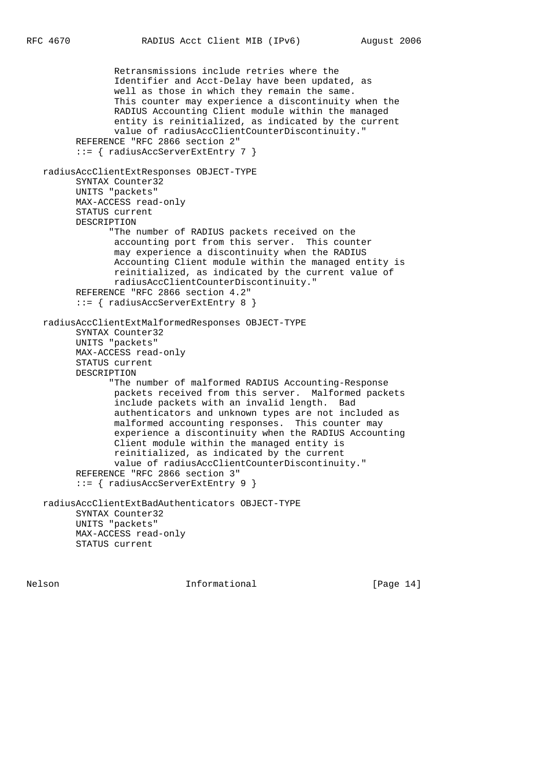```
               Retransmissions include retries where the
               Identifier and Acct-Delay have been updated, as
               well as those in which they remain the same.
               This counter may experience a discontinuity when the
               RADIUS Accounting Client module within the managed
               entity is reinitialized, as indicated by the current
               value of radiusAccClientCounterDiscontinuity."
        REFERENCE "RFC 2866 section 2"
        ::= { radiusAccServerExtEntry 7 }

   radiusAccClientExtResponses OBJECT-TYPE
        SYNTAX Counter32
        UNITS "packets"
        MAX-ACCESS read-only
        STATUS current
        DESCRIPTION
              "The number of RADIUS packets received on the
               accounting port from this server.  This counter
               may experience a discontinuity when the RADIUS
               Accounting Client module within the managed entity is
               reinitialized, as indicated by the current value of
               radiusAccClientCounterDiscontinuity."
        REFERENCE "RFC 2866 section 4.2"
        ::= { radiusAccServerExtEntry 8 }

   radiusAccClientExtMalformedResponses OBJECT-TYPE
        SYNTAX Counter32
        UNITS "packets"
        MAX-ACCESS read-only
        STATUS current
        DESCRIPTION
              "The number of malformed RADIUS Accounting-Response
               packets received from this server.  Malformed packets
               include packets with an invalid length.  Bad
               authenticators and unknown types are not included as
               malformed accounting responses.  This counter may
               experience a discontinuity when the RADIUS Accounting
               Client module within the managed entity is
               reinitialized, as indicated by the current
               value of radiusAccClientCounterDiscontinuity."
        REFERENCE "RFC 2866 section 3"
        ::= { radiusAccServerExtEntry 9 }

   radiusAccClientExtBadAuthenticators OBJECT-TYPE
        SYNTAX Counter32
        UNITS "packets"
        MAX-ACCESS read-only
        STATUS current
```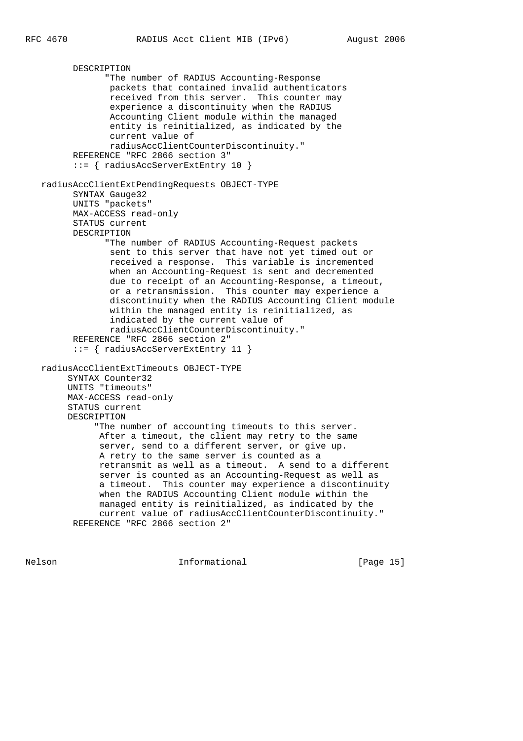```
        DESCRIPTION
              "The number of RADIUS Accounting-Response
               packets that contained invalid authenticators
               received from this server.  This counter may
               experience a discontinuity when the RADIUS
               Accounting Client module within the managed
               entity is reinitialized, as indicated by the
               current value of
               radiusAccClientCounterDiscontinuity."
        REFERENCE "RFC 2866 section 3"
        ::= { radiusAccServerExtEntry 10 }

  radiusAccClientExtPendingRequests OBJECT-TYPE
        SYNTAX Gauge32
        UNITS "packets"
        MAX-ACCESS read-only
        STATUS current
        DESCRIPTION
              "The number of RADIUS Accounting-Request packets
               sent to this server that have not yet timed out or
               received a response.  This variable is incremented
               when an Accounting-Request is sent and decremented
               due to receipt of an Accounting-Response, a timeout,
               or a retransmission.  This counter may experience a
               discontinuity when the RADIUS Accounting Client module
               within the managed entity is reinitialized, as
               indicated by the current value of
               radiusAccClientCounterDiscontinuity."
        REFERENCE "RFC 2866 section 2"
        ::= { radiusAccServerExtEntry 11 }

  radiusAccClientExtTimeouts OBJECT-TYPE
       SYNTAX Counter32
       UNITS "timeouts"
       MAX-ACCESS read-only
       STATUS current
       DESCRIPTION
            "The number of accounting timeouts to this server.
             After a timeout, the client may retry to the same
             server, send to a different server, or give up.
             A retry to the same server is counted as a
             retransmit as well as a timeout.  A send to a different
             server is counted as an Accounting-Request as well as
             a timeout.  This counter may experience a discontinuity
             when the RADIUS Accounting Client module within the
             managed entity is reinitialized, as indicated by the
             current value of radiusAccClientCounterDiscontinuity."
        REFERENCE "RFC 2866 section 2"
```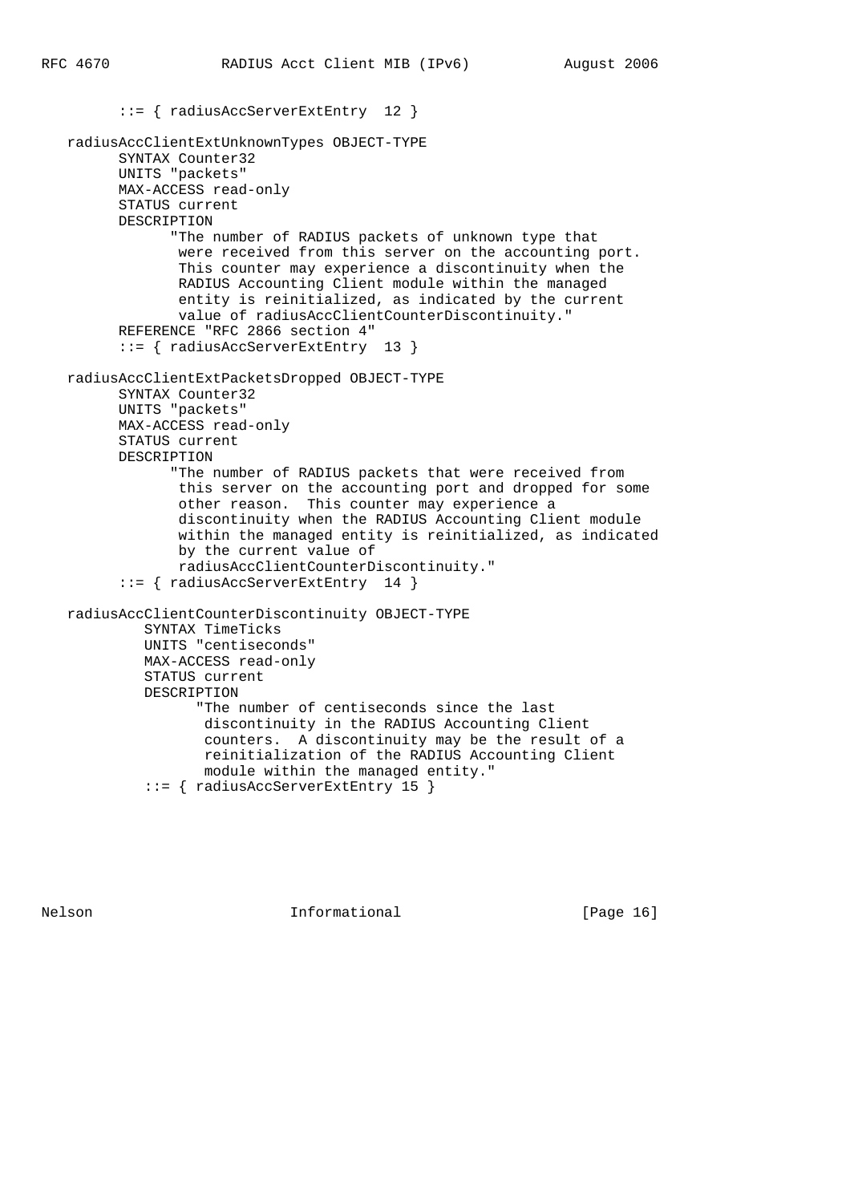```
        ::= { radiusAccServerExtEntry  12 }

  radiusAccClientExtUnknownTypes OBJECT-TYPE
        SYNTAX Counter32
        UNITS "packets"
        MAX-ACCESS read-only
        STATUS current
        DESCRIPTION
              "The number of RADIUS packets of unknown type that
               were received from this server on the accounting port.
               This counter may experience a discontinuity when the
               RADIUS Accounting Client module within the managed
               entity is reinitialized, as indicated by the current
               value of radiusAccClientCounterDiscontinuity."
        REFERENCE "RFC 2866 section 4"
        ::= { radiusAccServerExtEntry  13 }

  radiusAccClientExtPacketsDropped OBJECT-TYPE
        SYNTAX Counter32
        UNITS "packets"
        MAX-ACCESS read-only
        STATUS current
        DESCRIPTION
              "The number of RADIUS packets that were received from
               this server on the accounting port and dropped for some
               other reason.  This counter may experience a
               discontinuity when the RADIUS Accounting Client module
               within the managed entity is reinitialized, as indicated
               by the current value of
               radiusAccClientCounterDiscontinuity."
        ::= { radiusAccServerExtEntry  14 }

  radiusAccClientCounterDiscontinuity OBJECT-TYPE
           SYNTAX TimeTicks
           UNITS "centiseconds"
           MAX-ACCESS read-only
           STATUS current
           DESCRIPTION
                 "The number of centiseconds since the last
                  discontinuity in the RADIUS Accounting Client
                  counters.  A discontinuity may be the result of a
                  reinitialization of the RADIUS Accounting Client
                  module within the managed entity."
           ::= { radiusAccServerExtEntry 15 }
```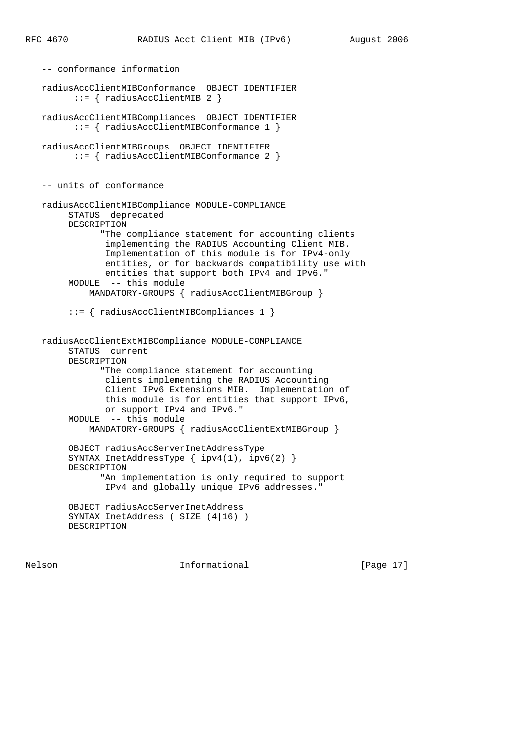```
   -- conformance information

   radiusAccClientMIBConformance  OBJECT IDENTIFIER
         ::= { radiusAccClientMIB 2 }

   radiusAccClientMIBCompliances  OBJECT IDENTIFIER
         ::= { radiusAccClientMIBConformance 1 }

   radiusAccClientMIBGroups  OBJECT IDENTIFIER
         ::= { radiusAccClientMIBConformance 2 }


   -- units of conformance

   radiusAccClientMIBCompliance MODULE-COMPLIANCE
        STATUS  deprecated
        DESCRIPTION
              "The compliance statement for accounting clients
               implementing the RADIUS Accounting Client MIB.
               Implementation of this module is for IPv4-only
               entities, or for backwards compatibility use with
               entities that support both IPv4 and IPv6."
        MODULE  -- this module
            MANDATORY-GROUPS { radiusAccClientMIBGroup }

        ::= { radiusAccClientMIBCompliances 1 }


   radiusAccClientExtMIBCompliance MODULE-COMPLIANCE
        STATUS  current
        DESCRIPTION
              "The compliance statement for accounting
               clients implementing the RADIUS Accounting
               Client IPv6 Extensions MIB.  Implementation of
               this module is for entities that support IPv6,
               or support IPv4 and IPv6."
        MODULE  -- this module
            MANDATORY-GROUPS { radiusAccClientExtMIBGroup }

        OBJECT radiusAccServerInetAddressType
        SYNTAX InetAddressType { ipv4(1), ipv6(2) }
        DESCRIPTION
              "An implementation is only required to support
               IPv4 and globally unique IPv6 addresses."

        OBJECT radiusAccServerInetAddress
        SYNTAX InetAddress ( SIZE (4|16) )
        DESCRIPTION
```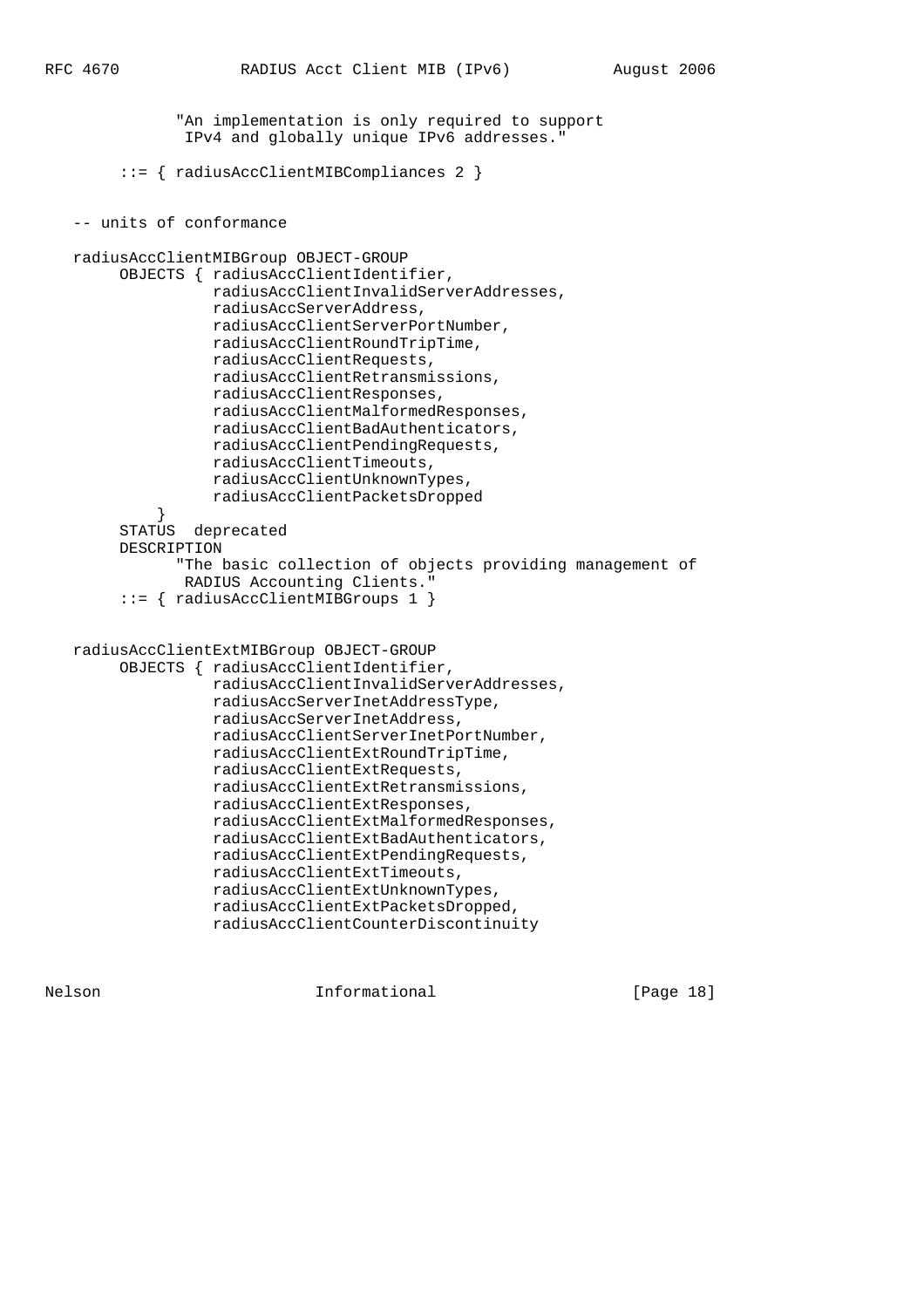```
              "An implementation is only required to support
               IPv4 and globally unique IPv6 addresses."
       ::= { radiusAccClientMIBCompliances 2 }


   -- units of conformance

   radiusAccClientMIBGroup OBJECT-GROUP
        OBJECTS { radiusAccClientIdentifier,
                  radiusAccClientInvalidServerAddresses,
                  radiusAccServerAddress,
                  radiusAccClientServerPortNumber,
                  radiusAccClientRoundTripTime,
                  radiusAccClientRequests,
                  radiusAccClientRetransmissions,
                  radiusAccClientResponses,
                  radiusAccClientMalformedResponses,
                  radiusAccClientBadAuthenticators,
                  radiusAccClientPendingRequests,
                  radiusAccClientTimeouts,
                  radiusAccClientUnknownTypes,
                  radiusAccClientPacketsDropped
            }
        STATUS  deprecated
        DESCRIPTION
              "The basic collection of objects providing management of
               RADIUS Accounting Clients."
        ::= { radiusAccClientMIBGroups 1 }


   radiusAccClientExtMIBGroup OBJECT-GROUP
        OBJECTS { radiusAccClientIdentifier,
                  radiusAccClientInvalidServerAddresses,
                  radiusAccServerInetAddressType,
                  radiusAccServerInetAddress,
                  radiusAccClientServerInetPortNumber,
                  radiusAccClientExtRoundTripTime,
                  radiusAccClientExtRequests,
                  radiusAccClientExtRetransmissions,
                  radiusAccClientExtResponses,
                  radiusAccClientExtMalformedResponses,
                  radiusAccClientExtBadAuthenticators,
                  radiusAccClientExtPendingRequests,
                  radiusAccClientExtTimeouts,
                  radiusAccClientExtUnknownTypes,
                  radiusAccClientExtPacketsDropped,
                  radiusAccClientCounterDiscontinuity
```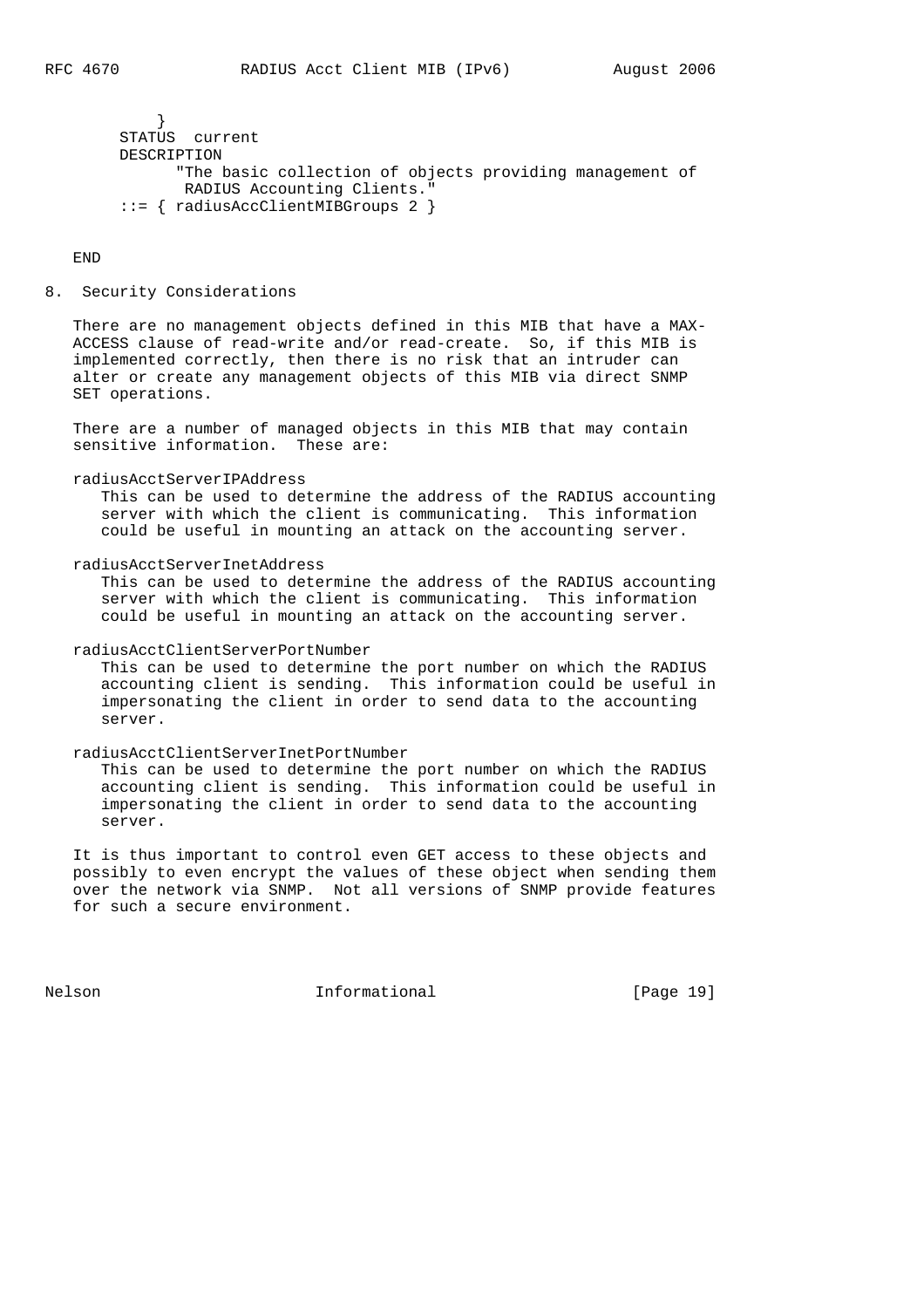```
        }
      STATUS  current
      DESCRIPTION
            "The basic collection of objects providing management of
             RADIUS Accounting Clients."
      ::= { radiusAccClientMIBGroups 2 }

END
```

## 8. Security Considerations

There are no management objects defined in this MIB that have a MAX-ACCESS clause of read-write and/or read-create. So, if this MIB is implemented correctly, then there is no risk that an intruder can alter or create any management objects of this MIB via direct SNMP SET operations.

There are a number of managed objects in this MIB that may contain sensitive information. These are:

radiusAcctServerIPAddress
: This can be used to determine the address of the RADIUS accounting server with which the client is communicating. This information could be useful in mounting an attack on the accounting server.

radiusAcctServerInetAddress
: This can be used to determine the address of the RADIUS accounting server with which the client is communicating. This information could be useful in mounting an attack on the accounting server.

radiusAcctClientServerPortNumber
: This can be used to determine the port number on which the RADIUS accounting client is sending. This information could be useful in impersonating the client in order to send data to the accounting server.

radiusAcctClientServerInetPortNumber
: This can be used to determine the port number on which the RADIUS accounting client is sending. This information could be useful in impersonating the client in order to send data to the accounting server.

It is thus important to control even GET access to these objects and possibly to even encrypt the values of these object when sending them over the network via SNMP. Not all versions of SNMP provide features for such a secure environment.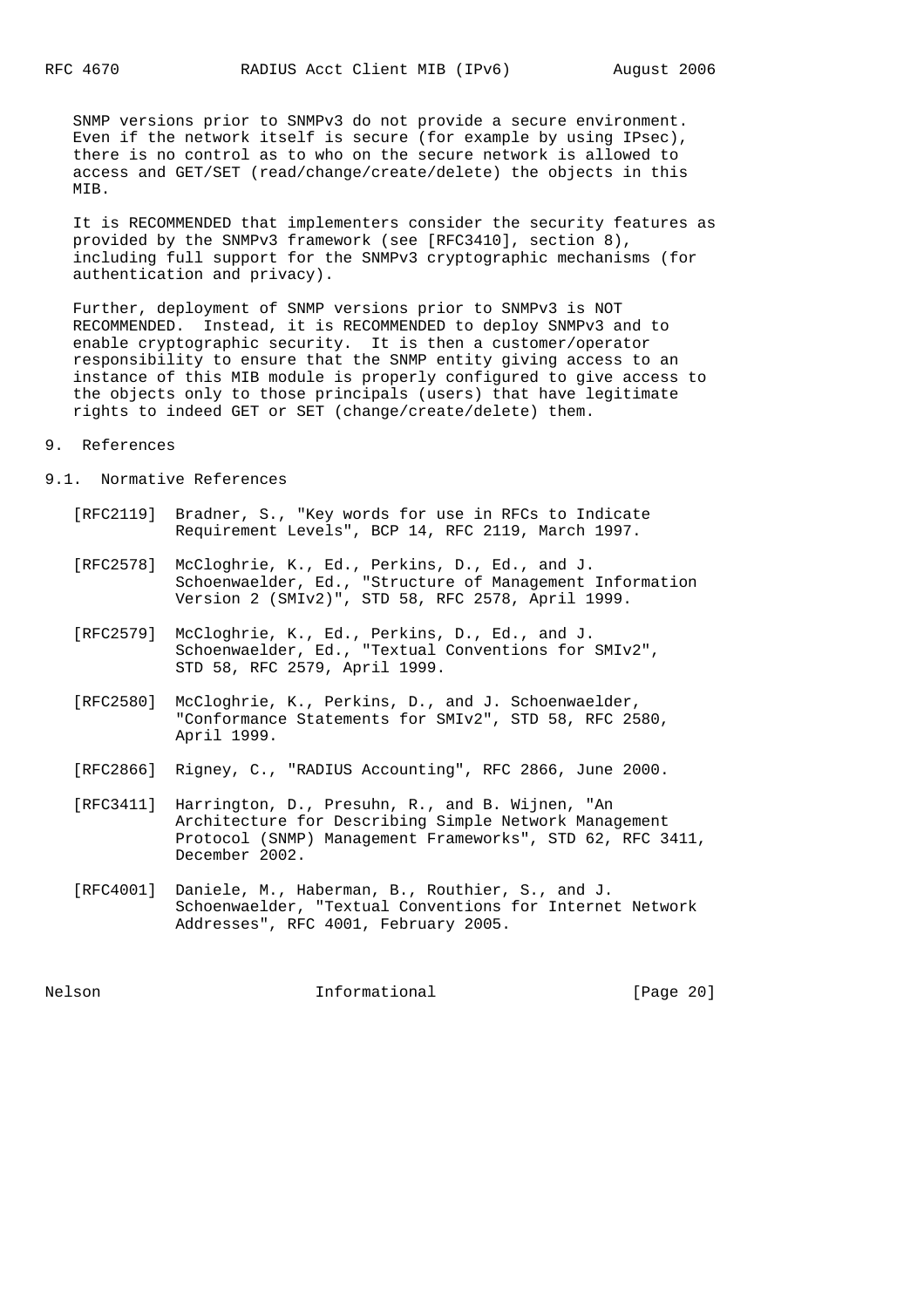SNMP versions prior to SNMPv3 do not provide a secure environment. Even if the network itself is secure (for example by using IPsec), there is no control as to who on the secure network is allowed to access and GET/SET (read/change/create/delete) the objects in this MIB.

It is RECOMMENDED that implementers consider the security features as provided by the SNMPv3 framework (see [RFC3410], section 8), including full support for the SNMPv3 cryptographic mechanisms (for authentication and privacy).

Further, deployment of SNMP versions prior to SNMPv3 is NOT RECOMMENDED. Instead, it is RECOMMENDED to deploy SNMPv3 and to enable cryptographic security. It is then a customer/operator responsibility to ensure that the SNMP entity giving access to an instance of this MIB module is properly configured to give access to the objects only to those principals (users) that have legitimate rights to indeed GET or SET (change/create/delete) them.

# 9. References

## 9.1. Normative References

[RFC2119] Bradner, S., "Key words for use in RFCs to Indicate Requirement Levels", BCP 14, RFC 2119, March 1997.

[RFC2578] McCloghrie, K., Ed., Perkins, D., Ed., and J. Schoenwaelder, Ed., "Structure of Management Information Version 2 (SMIv2)", STD 58, RFC 2578, April 1999.

[RFC2579] McCloghrie, K., Ed., Perkins, D., Ed., and J. Schoenwaelder, Ed., "Textual Conventions for SMIv2", STD 58, RFC 2579, April 1999.

[RFC2580] McCloghrie, K., Perkins, D., and J. Schoenwaelder, "Conformance Statements for SMIv2", STD 58, RFC 2580, April 1999.

[RFC2866] Rigney, C., "RADIUS Accounting", RFC 2866, June 2000.

[RFC3411] Harrington, D., Presuhn, R., and B. Wijnen, "An Architecture for Describing Simple Network Management Protocol (SNMP) Management Frameworks", STD 62, RFC 3411, December 2002.

[RFC4001] Daniele, M., Haberman, B., Routhier, S., and J. Schoenwaelder, "Textual Conventions for Internet Network Addresses", RFC 4001, February 2005.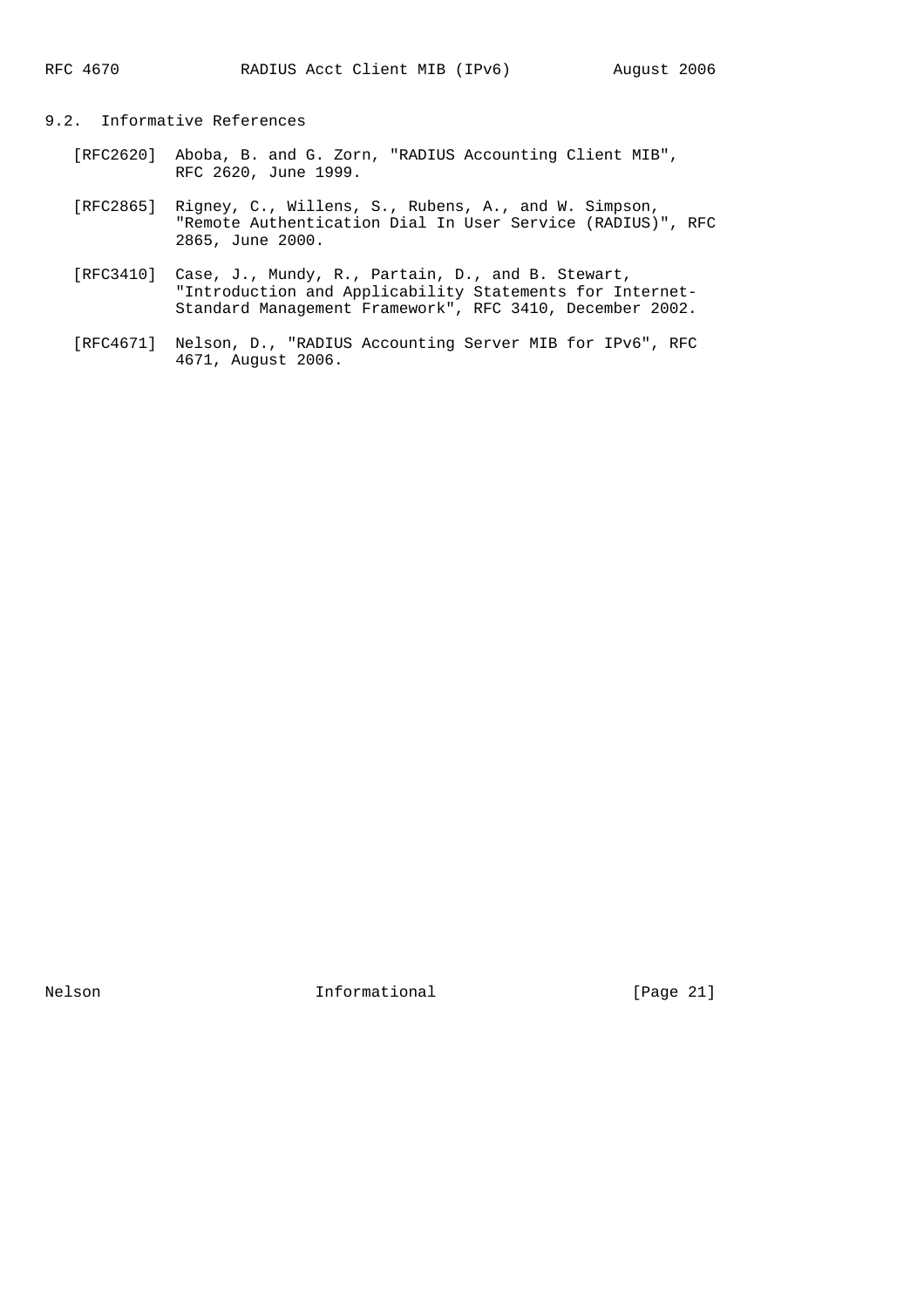### 9.2. Informative References

[RFC2620] Aboba, B. and G. Zorn, "RADIUS Accounting Client MIB", RFC 2620, June 1999.

[RFC2865] Rigney, C., Willens, S., Rubens, A., and W. Simpson, "Remote Authentication Dial In User Service (RADIUS)", RFC 2865, June 2000.

[RFC3410] Case, J., Mundy, R., Partain, D., and B. Stewart, "Introduction and Applicability Statements for Internet-Standard Management Framework", RFC 3410, December 2002.

[RFC4671] Nelson, D., "RADIUS Accounting Server MIB for IPv6", RFC 4671, August 2006.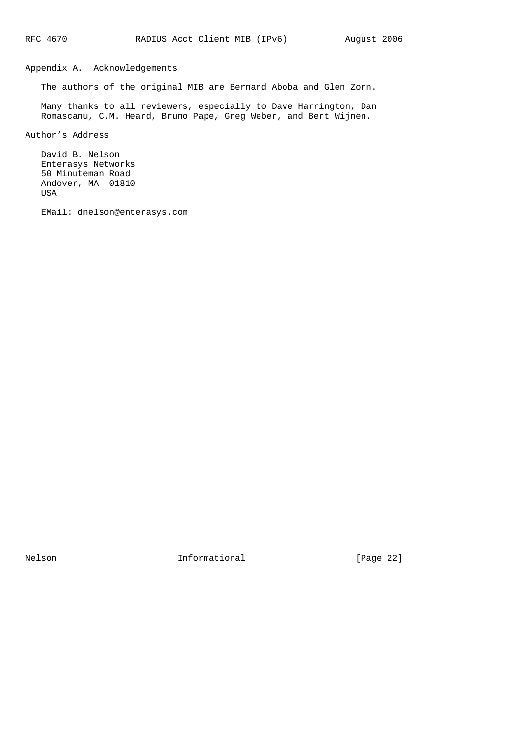## Appendix A. Acknowledgements

The authors of the original MIB are Bernard Aboba and Glen Zorn.

Many thanks to all reviewers, especially to Dave Harrington, Dan Romascanu, C.M. Heard, Bruno Pape, Greg Weber, and Bert Wijnen.

## Author's Address

David B. Nelson
Enterasys Networks
50 Minuteman Road
Andover, MA 01810
USA

EMail: dnelson@enterasys.com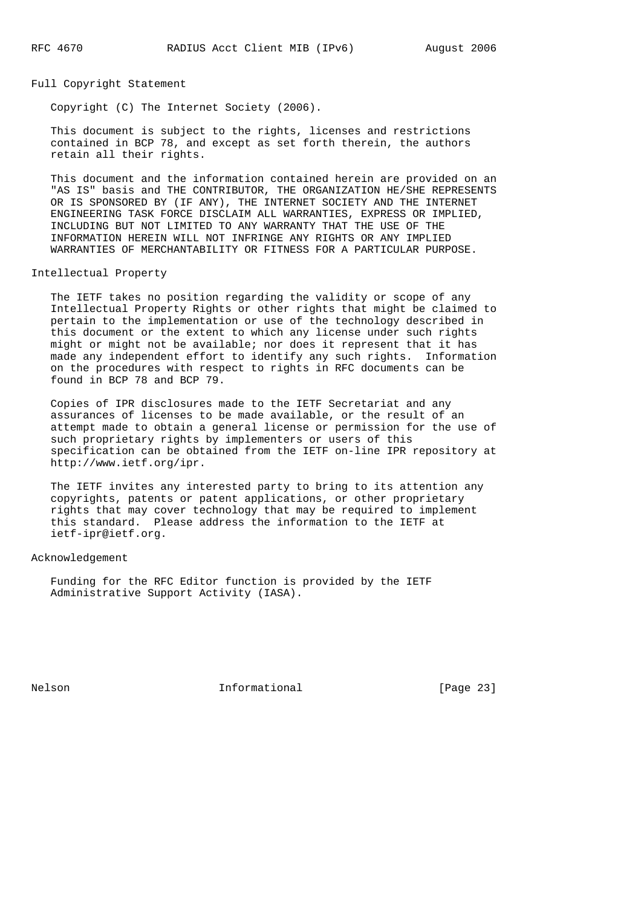## Full Copyright Statement

Copyright (C) The Internet Society (2006).

This document is subject to the rights, licenses and restrictions contained in BCP 78, and except as set forth therein, the authors retain all their rights.

This document and the information contained herein are provided on an "AS IS" basis and THE CONTRIBUTOR, THE ORGANIZATION HE/SHE REPRESENTS OR IS SPONSORED BY (IF ANY), THE INTERNET SOCIETY AND THE INTERNET ENGINEERING TASK FORCE DISCLAIM ALL WARRANTIES, EXPRESS OR IMPLIED, INCLUDING BUT NOT LIMITED TO ANY WARRANTY THAT THE USE OF THE INFORMATION HEREIN WILL NOT INFRINGE ANY RIGHTS OR ANY IMPLIED WARRANTIES OF MERCHANTABILITY OR FITNESS FOR A PARTICULAR PURPOSE.

## Intellectual Property

The IETF takes no position regarding the validity or scope of any Intellectual Property Rights or other rights that might be claimed to pertain to the implementation or use of the technology described in this document or the extent to which any license under such rights might or might not be available; nor does it represent that it has made any independent effort to identify any such rights. Information on the procedures with respect to rights in RFC documents can be found in BCP 78 and BCP 79.

Copies of IPR disclosures made to the IETF Secretariat and any assurances of licenses to be made available, or the result of an attempt made to obtain a general license or permission for the use of such proprietary rights by implementers or users of this specification can be obtained from the IETF on-line IPR repository at http://www.ietf.org/ipr.

The IETF invites any interested party to bring to its attention any copyrights, patents or patent applications, or other proprietary rights that may cover technology that may be required to implement this standard. Please address the information to the IETF at ietf-ipr@ietf.org.

## Acknowledgement

Funding for the RFC Editor function is provided by the IETF Administrative Support Activity (IASA).